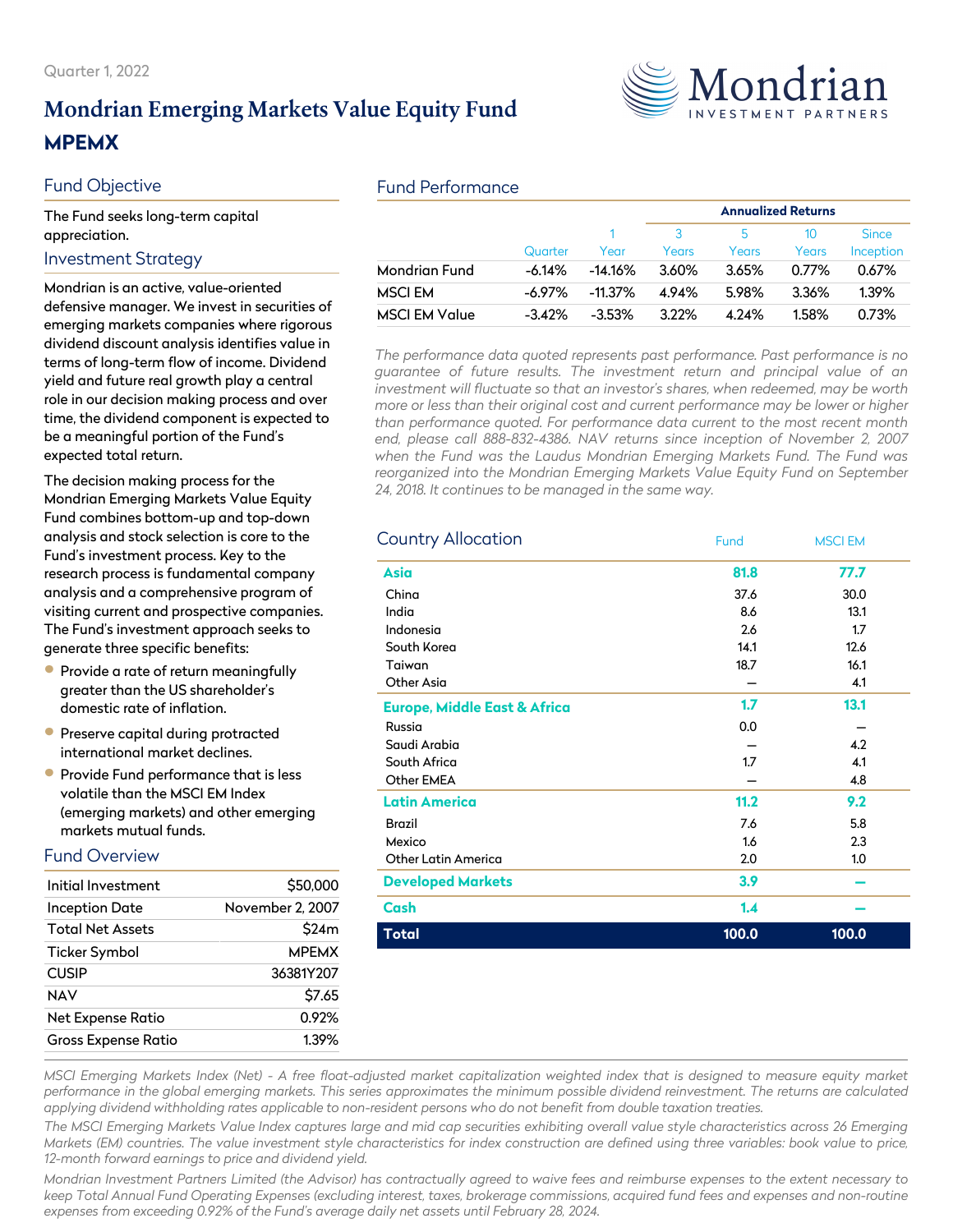Quarter 1, 2022

# Mondrian Emerging Markets Value Equity Fund

## MPEMX

## Fund Objective

The Fund seeks long-term capital appreciation.

## Investment Strategy

Mondrian is an active, value-oriented defensive manager. We invest in securities of emerging markets companies where rigorous dividend discount analysis identifies value in terms of long-term flow of income. Dividend yield and future real growth play a central role in our decision making process and over time, the dividend component is expected to be a meaningful portion of the Fund's expected total return.

The decision making process for the Mondrian Emerging Markets Value Equity Fund combines bottom-up and top-down analysis and stock selection is core to the Fund's investment process. Key to the research process is fundamental company analysis and a comprehensive program of visiting current and prospective companies. The Fund's investment approach seeks to generate three specific benefits:

- Provide a rate of return meaningfully greater than the US shareholder's domestic rate of inflation.
- Preserve capital during protracted international market declines.
- Provide Fund performance that is less volatile than the MSCI EM Index (emerging markets) and other emerging markets mutual funds.

## Fund Overview

| | |
|---|---|
| Initial Investment | $50,000 |
| Inception Date | November 2, 2007 |
| Total Net Assets | $24m |
| Ticker Symbol | MPEMX |
| CUSIP | 36381Y207 |
| NAV | $7.65 |
| Net Expense Ratio | 0.92% |
| Gross Expense Ratio | 1.39% |

## Fund Performance

| | | | Annualized Returns | | | |
|---|---|---|---|---|---|---|
| | Quarter | 1 Year | 3 Years | 5 Years | 10 Years | Since Inception |
| Mondrian Fund | -6.14% | -14.16% | 3.60% | 3.65% | 0.77% | 0.67% |
| MSCI EM | -6.97% | -11.37% | 4.94% | 5.98% | 3.36% | 1.39% |
| MSCI EM Value | -3.42% | -3.53% | 3.22% | 4.24% | 1.58% | 0.73% |

*The performance data quoted represents past performance. Past performance is no guarantee of future results. The investment return and principal value of an investment will fluctuate so that an investor's shares, when redeemed, may be worth more or less than their original cost and current performance may be lower or higher than performance quoted. For performance data current to the most recent month end, please call 888-832-4386. NAV returns since inception of November 2, 2007 when the Fund was the Laudus Mondrian Emerging Markets Fund. The Fund was reorganized into the Mondrian Emerging Markets Value Equity Fund on September 24, 2018. It continues to be managed in the same way.*

## Country Allocation

| Country Allocation | Fund | MSCI EM |
|---|---|---|
| **Asia** | **81.8** | **77.7** |
| China | 37.6 | 30.0 |
| India | 8.6 | 13.1 |
| Indonesia | 2.6 | 1.7 |
| South Korea | 14.1 | 12.6 |
| Taiwan | 18.7 | 16.1 |
| Other Asia | — | 4.1 |
| **Europe, Middle East & Africa** | **1.7** | **13.1** |
| Russia | 0.0 | — |
| Saudi Arabia | — | 4.2 |
| South Africa | 1.7 | 4.1 |
| Other EMEA | — | 4.8 |
| **Latin America** | **11.2** | **9.2** |
| Brazil | 7.6 | 5.8 |
| Mexico | 1.6 | 2.3 |
| Other Latin America | 2.0 | 1.0 |
| **Developed Markets** | **3.9** | **—** |
| **Cash** | **1.4** | **—** |
| **Total** | **100.0** | **100.0** |

*MSCI Emerging Markets Index (Net) - A free float-adjusted market capitalization weighted index that is designed to measure equity market performance in the global emerging markets. This series approximates the minimum possible dividend reinvestment. The returns are calculated applying dividend withholding rates applicable to non-resident persons who do not benefit from double taxation treaties.*

*The MSCI Emerging Markets Value Index captures large and mid cap securities exhibiting overall value style characteristics across 26 Emerging Markets (EM) countries. The value investment style characteristics for index construction are defined using three variables: book value to price, 12-month forward earnings to price and dividend yield.*

*Mondrian Investment Partners Limited (the Advisor) has contractually agreed to waive fees and reimburse expenses to the extent necessary to keep Total Annual Fund Operating Expenses (excluding interest, taxes, brokerage commissions, acquired fund fees and expenses and non-routine expenses from exceeding 0.92% of the Fund's average daily net assets until February 28, 2024.*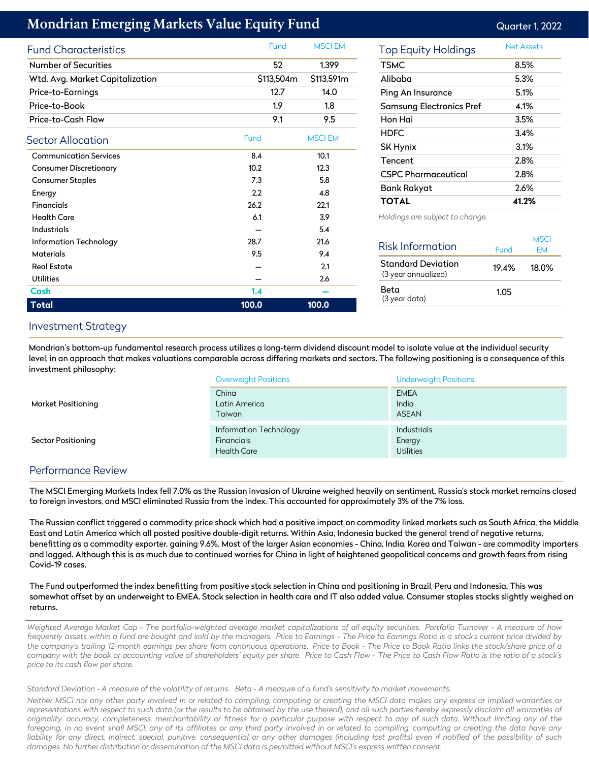# Mondrian Emerging Markets Value Equity Fund

Quarter 1, 2022

## Fund Characteristics

| | Fund | MSCI EM |
|---|---|---|
| Number of Securities | 52 | 1,399 |
| Wtd. Avg. Market Capitalization | $113,504m | $113,591m |
| Price-to-Earnings | 12.7 | 14.0 |
| Price-to-Book | 1.9 | 1.8 |
| Price-to-Cash Flow | 9.1 | 9.5 |

## Sector Allocation

| | Fund | MSCI EM |
|---|---|---|
| Communication Services | 8.4 | 10.1 |
| Consumer Discretionary | 10.2 | 12.3 |
| Consumer Staples | 7.3 | 5.8 |
| Energy | 2.2 | 4.8 |
| Financials | 26.2 | 22.1 |
| Health Care | 6.1 | 3.9 |
| Industrials | — | 5.4 |
| Information Technology | 28.7 | 21.6 |
| Materials | 9.5 | 9.4 |
| Real Estate | — | 2.1 |
| Utilities | — | 2.6 |
| **Cash** | **1.4** | **—** |
| **Total** | **100.0** | **100.0** |

## Top Equity Holdings

| | Net Assets |
|---|---|
| TSMC | 8.5% |
| Alibaba | 5.3% |
| Ping An Insurance | 5.1% |
| Samsung Electronics Pref | 4.1% |
| Hon Hai | 3.5% |
| HDFC | 3.4% |
| SK Hynix | 3.1% |
| Tencent | 2.8% |
| CSPC Pharmaceutical | 2.8% |
| Bank Rakyat | 2.6% |
| **TOTAL** | **41.2%** |

*Holdings are subject to change.*

## Risk Information

| | Fund | MSCI EM |
|---|---|---|
| Standard Deviation (3 year annualized) | 19.4% | 18.0% |
| Beta (3 year data) | 1.05 | |

## Investment Strategy

Mondrian's bottom-up fundamental research process utilizes a long-term dividend discount model to isolate value at the individual security level, in an approach that makes valuations comparable across differing markets and sectors. The following positioning is a consequence of this investment philosophy:

| | Overweight Positions | Underweight Positions |
|---|---|---|
| Market Positioning | China<br>Latin America<br>Taiwan | EMEA<br>India<br>ASEAN |
| Sector Positioning | Information Technology<br>Financials<br>Health Care | Industrials<br>Energy<br>Utilities |

## Performance Review

The MSCI Emerging Markets Index fell 7.0% as the Russian invasion of Ukraine weighed heavily on sentiment. Russia's stock market remains closed to foreign investors, and MSCI eliminated Russia from the index. This accounted for approximately 3% of the 7% loss.

The Russian conflict triggered a commodity price shock which had a positive impact on commodity linked markets such as South Africa, the Middle East and Latin America which all posted positive double-digit returns. Within Asia, Indonesia bucked the general trend of negative returns, benefitting as a commodity exporter, gaining 9.6%. Most of the larger Asian economies - China, India, Korea and Taiwan - are commodity importers and lagged. Although this is as much due to continued worries for China in light of heightened geopolitical concerns and growth fears from rising Covid-19 cases.

The Fund outperformed the index benefitting from positive stock selection in China and positioning in Brazil, Peru and Indonesia. This was somewhat offset by an underweight to EMEA. Stock selection in health care and IT also added value. Consumer staples stocks slightly weighed on returns.

*Weighted Average Market Cap - The portfolio-weighted average market capitalizations of all equity securities. Portfolio Turnover - A measure of how frequently assets within a fund are bought and sold by the managers. Price to Earnings - The Price to Earnings Ratio is a stock's current price divided by the company's trailing 12-month earnings per share from continuous operations. Price to Book - The Price to Book Ratio links the stock/share price of a company with the book or accounting value of shareholders' equity per share. Price to Cash Flow - The Price to Cash Flow Ratio is the ratio of a stock's price to its cash flow per share.*

*Standard Deviation - A measure of the volatility of returns. Beta - A measure of a fund's sensitivity to market movements.*

*Neither MSCI nor any other party involved in or related to compiling, computing or creating the MSCI data makes any express or implied warranties or representations with respect to such data (or the results to be obtained by the use thereof), and all such parties hereby expressly disclaim all warranties of originality, accuracy, completeness, merchantability or fitness for a particular purpose with respect to any of such data. Without limiting any of the foregoing, in no event shall MSCI, any of its affiliates or any third party involved in or related to compiling, computing or creating the data have any liability for any direct, indirect, special, punitive, consequential or any other damages (including lost profits) even if notified of the possibility of such damages. No further distribution or dissemination of the MSCI data is permitted without MSCI's express written consent.*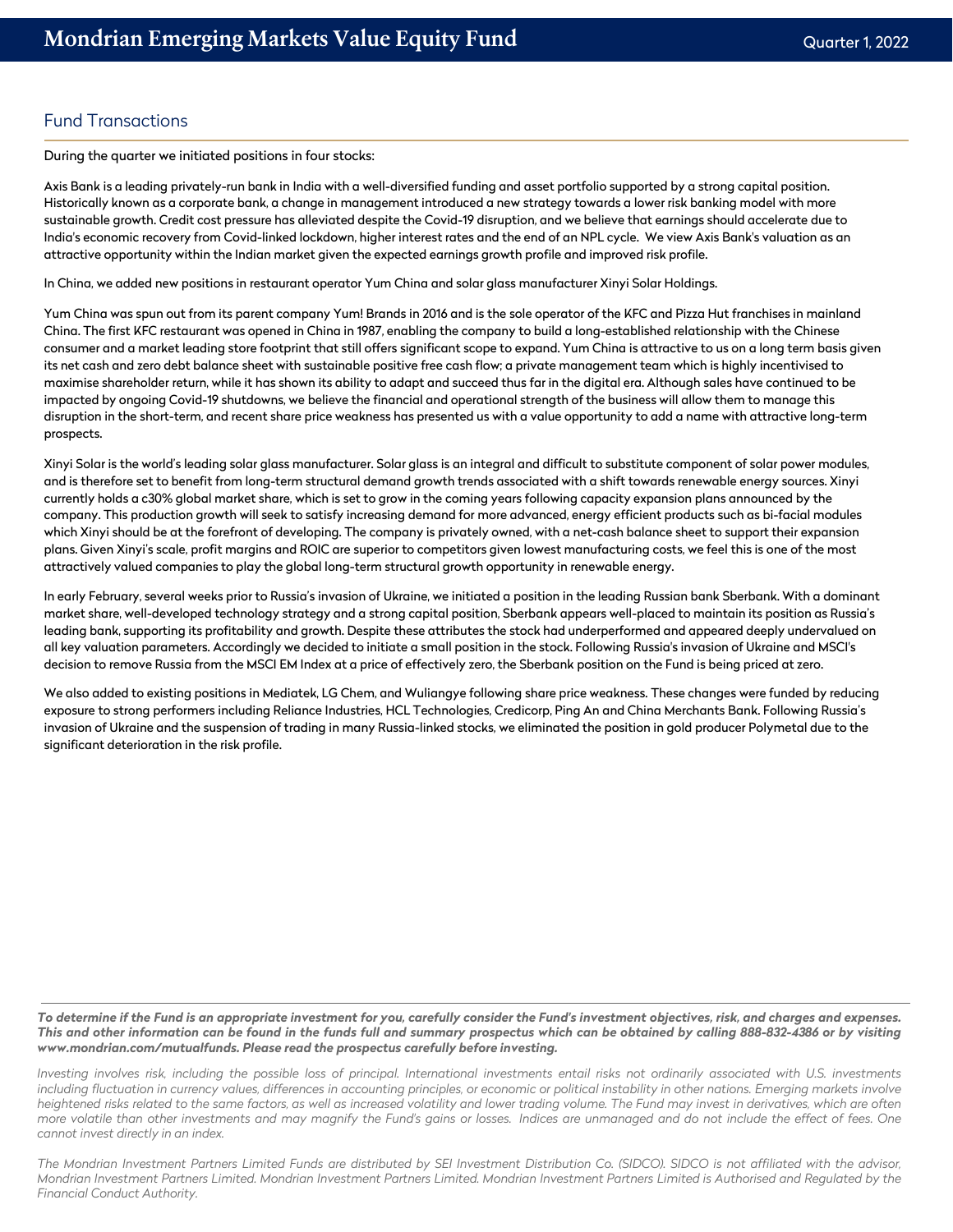## Fund Transactions

During the quarter we initiated positions in four stocks:

Axis Bank is a leading privately-run bank in India with a well-diversified funding and asset portfolio supported by a strong capital position. Historically known as a corporate bank, a change in management introduced a new strategy towards a lower risk banking model with more sustainable growth. Credit cost pressure has alleviated despite the Covid-19 disruption, and we believe that earnings should accelerate due to India's economic recovery from Covid-linked lockdown, higher interest rates and the end of an NPL cycle. We view Axis Bank's valuation as an attractive opportunity within the Indian market given the expected earnings growth profile and improved risk profile.

In China, we added new positions in restaurant operator Yum China and solar glass manufacturer Xinyi Solar Holdings.

Yum China was spun out from its parent company Yum! Brands in 2016 and is the sole operator of the KFC and Pizza Hut franchises in mainland China. The first KFC restaurant was opened in China in 1987, enabling the company to build a long-established relationship with the Chinese consumer and a market leading store footprint that still offers significant scope to expand. Yum China is attractive to us on a long term basis given its net cash and zero debt balance sheet with sustainable positive free cash flow; a private management team which is highly incentivised to maximise shareholder return, while it has shown its ability to adapt and succeed thus far in the digital era. Although sales have continued to be impacted by ongoing Covid-19 shutdowns, we believe the financial and operational strength of the business will allow them to manage this disruption in the short-term, and recent share price weakness has presented us with a value opportunity to add a name with attractive long-term prospects.

Xinyi Solar is the world's leading solar glass manufacturer. Solar glass is an integral and difficult to substitute component of solar power modules, and is therefore set to benefit from long-term structural demand growth trends associated with a shift towards renewable energy sources. Xinyi currently holds a c30% global market share, which is set to grow in the coming years following capacity expansion plans announced by the company. This production growth will seek to satisfy increasing demand for more advanced, energy efficient products such as bi-facial modules which Xinyi should be at the forefront of developing. The company is privately owned, with a net-cash balance sheet to support their expansion plans. Given Xinyi's scale, profit margins and ROIC are superior to competitors given lowest manufacturing costs, we feel this is one of the most attractively valued companies to play the global long-term structural growth opportunity in renewable energy.

In early February, several weeks prior to Russia's invasion of Ukraine, we initiated a position in the leading Russian bank Sberbank. With a dominant market share, well-developed technology strategy and a strong capital position, Sberbank appears well-placed to maintain its position as Russia's leading bank, supporting its profitability and growth. Despite these attributes the stock had underperformed and appeared deeply undervalued on all key valuation parameters. Accordingly we decided to initiate a small position in the stock. Following Russia's invasion of Ukraine and MSCI's decision to remove Russia from the MSCI EM Index at a price of effectively zero, the Sberbank position on the Fund is being priced at zero.

We also added to existing positions in Mediatek, LG Chem, and Wuliangye following share price weakness. These changes were funded by reducing exposure to strong performers including Reliance Industries, HCL Technologies, Credicorp, Ping An and China Merchants Bank. Following Russia's invasion of Ukraine and the suspension of trading in many Russia-linked stocks, we eliminated the position in gold producer Polymetal due to the significant deterioration in the risk profile.

***To determine if the Fund is an appropriate investment for you, carefully consider the Fund's investment objectives, risk, and charges and expenses. This and other information can be found in the funds full and summary prospectus which can be obtained by calling 888-832-4386 or by visiting www.mondrian.com/mutualfunds. Please read the prospectus carefully before investing.***

*Investing involves risk, including the possible loss of principal. International investments entail risks not ordinarily associated with U.S. investments including fluctuation in currency values, differences in accounting principles, or economic or political instability in other nations. Emerging markets involve heightened risks related to the same factors, as well as increased volatility and lower trading volume. The Fund may invest in derivatives, which are often more volatile than other investments and may magnify the Fund's gains or losses. Indices are unmanaged and do not include the effect of fees. One cannot invest directly in an index.*

*The Mondrian Investment Partners Limited Funds are distributed by SEI Investment Distribution Co. (SIDCO). SIDCO is not affiliated with the advisor, Mondrian Investment Partners Limited. Mondrian Investment Partners Limited. Mondrian Investment Partners Limited is Authorised and Regulated by the Financial Conduct Authority.*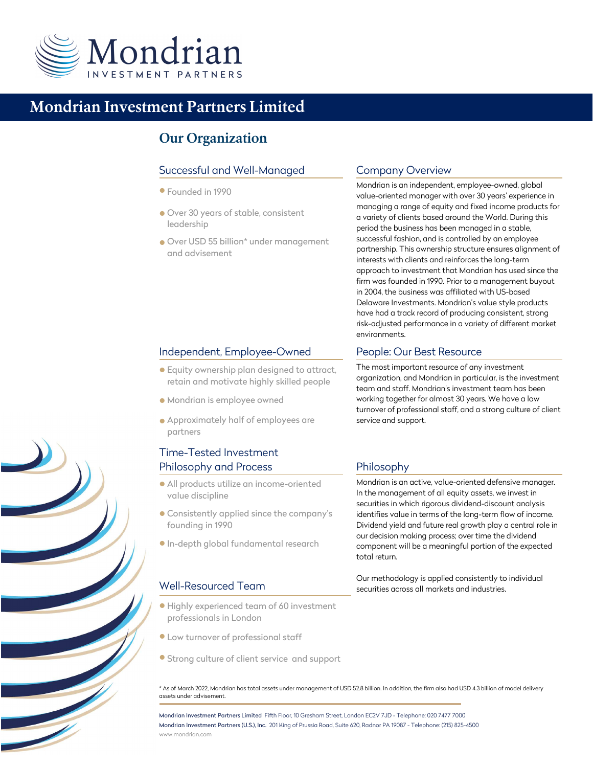# Mondrian Investment Partners Limited

## Our Organization

### Successful and Well-Managed

- Founded in 1990
- Over 30 years of stable, consistent leadership
- Over USD 55 billion* under management and advisement

### Company Overview

Mondrian is an independent, employee-owned, global value-oriented manager with over 30 years' experience in managing a range of equity and fixed income products for a variety of clients based around the World. During this period the business has been managed in a stable, successful fashion, and is controlled by an employee partnership. This ownership structure ensures alignment of interests with clients and reinforces the long-term approach to investment that Mondrian has used since the firm was founded in 1990. Prior to a management buyout in 2004, the business was affiliated with US-based Delaware Investments. Mondrian's value style products have had a track record of producing consistent, strong risk-adjusted performance in a variety of different market environments.

### Independent, Employee-Owned

- Equity ownership plan designed to attract, retain and motivate highly skilled people
- Mondrian is employee owned
- Approximately half of employees are partners

### People: Our Best Resource

The most important resource of any investment organization, and Mondrian in particular, is the investment team and staff. Mondrian's investment team has been working together for almost 30 years. We have a low turnover of professional staff, and a strong culture of client service and support.

### Time-Tested Investment Philosophy and Process

- All products utilize an income-oriented value discipline
- Consistently applied since the company's founding in 1990
- In-depth global fundamental research

### Philosophy

Mondrian is an active, value-oriented defensive manager. In the management of all equity assets, we invest in securities in which rigorous dividend-discount analysis identifies value in terms of the long-term flow of income. Dividend yield and future real growth play a central role in our decision making process; over time the dividend component will be a meaningful portion of the expected total return.

Our methodology is applied consistently to individual securities across all markets and industries.

### Well-Resourced Team

- Highly experienced team of 60 investment professionals in London
- Low turnover of professional staff
- Strong culture of client service and support

\* As of March 2022, Mondrian has total assets under management of USD 52.8 billion. In addition, the firm also had USD 4.3 billion of model delivery assets under advisement.

**Mondrian Investment Partners Limited** Fifth Floor, 10 Gresham Street, London EC2V 7JD - Telephone: 020 7477 7000
**Mondrian Investment Partners (U.S.), Inc.** 201 King of Prussia Road, Suite 620, Radnor PA 19087 - Telephone: (215) 825-4500
www.mondrian.com